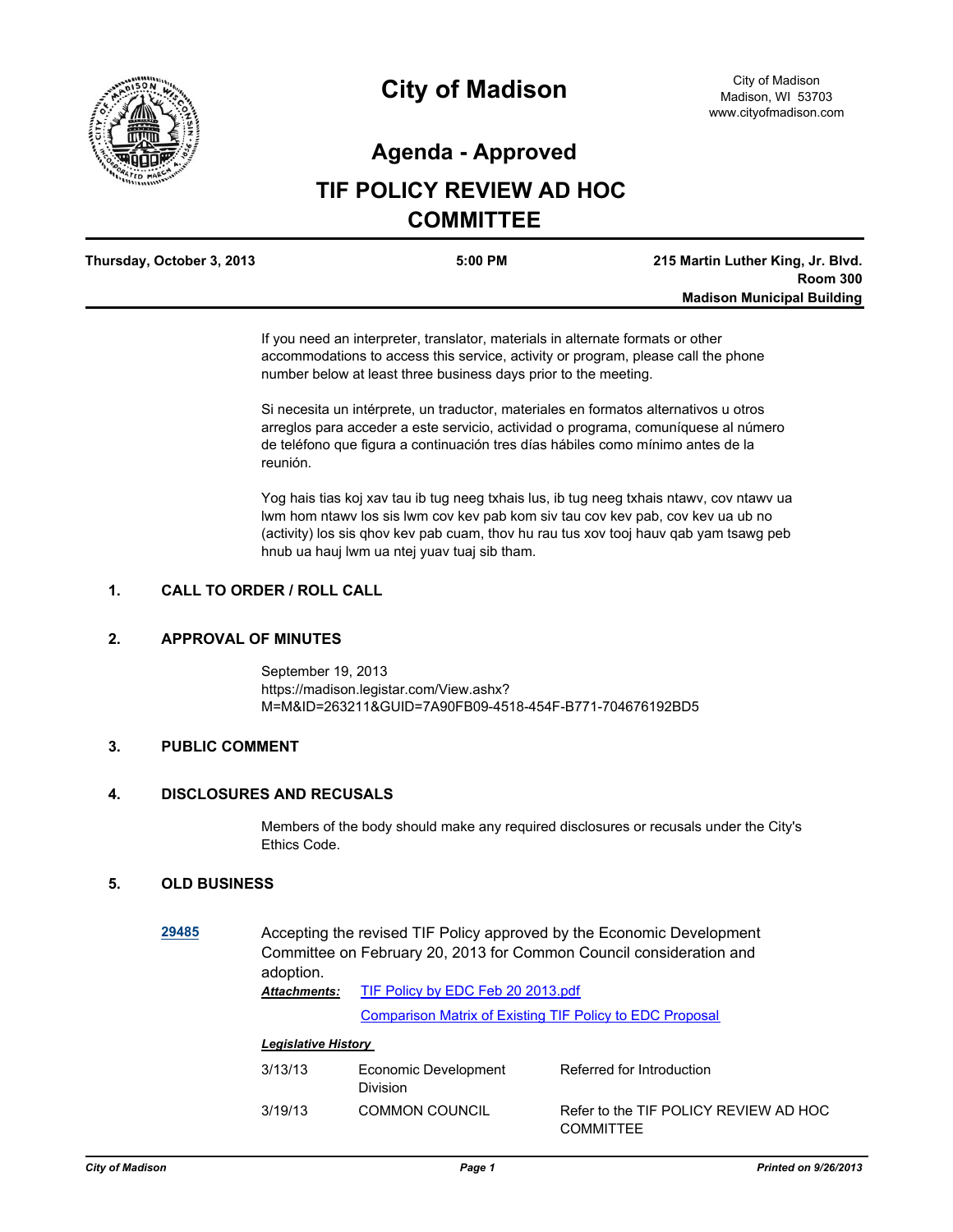# City of Madison

City of Madison
Madison, WI 53703
www.cityofmadison.com

## Agenda - Approved

## TIF POLICY REVIEW AD HOC COMMITTEE

| Thursday, October 3, 2013 | 5:00 PM | 215 Martin Luther King, Jr. Blvd. Room 300 Madison Municipal Building |
|---|---|---|

If you need an interpreter, translator, materials in alternate formats or other accommodations to access this service, activity or program, please call the phone number below at least three business days prior to the meeting.

Si necesita un intérprete, un traductor, materiales en formatos alternativos u otros arreglos para acceder a este servicio, actividad o programa, comuníquese al número de teléfono que figura a continuación tres días hábiles como mínimo antes de la reunión.

Yog hais tias koj xav tau ib tug neeg txhais lus, ib tug neeg txhais ntawv, cov ntawv ua lwm hom ntawv los sis lwm cov kev pab kom siv tau cov kev pab, cov kev ua ub no (activity) los sis qhov kev pab cuam, thov hu rau tus xov tooj hauv qab yam tsawg peb hnub ua hauj lwm ua ntej yuav tuaj sib tham.

### 1. CALL TO ORDER / ROLL CALL

### 2. APPROVAL OF MINUTES

September 19, 2013
https://madison.legistar.com/View.ashx?M=M&ID=263211&GUID=7A90FB09-4518-454F-B771-704676192BD5

### 3. PUBLIC COMMENT

### 4. DISCLOSURES AND RECUSALS

Members of the body should make any required disclosures or recusals under the City's Ethics Code.

### 5. OLD BUSINESS

**29485** Accepting the revised TIF Policy approved by the Economic Development Committee on February 20, 2013 for Common Council consideration and adoption.

***Attachments:*** TIF Policy by EDC Feb 20 2013.pdf
Comparison Matrix of Existing TIF Policy to EDC Proposal

***Legislative History***

| | | |
|---|---|---|
| 3/13/13 | Economic Development Division | Referred for Introduction |
| 3/19/13 | COMMON COUNCIL | Refer to the TIF POLICY REVIEW AD HOC COMMITTEE |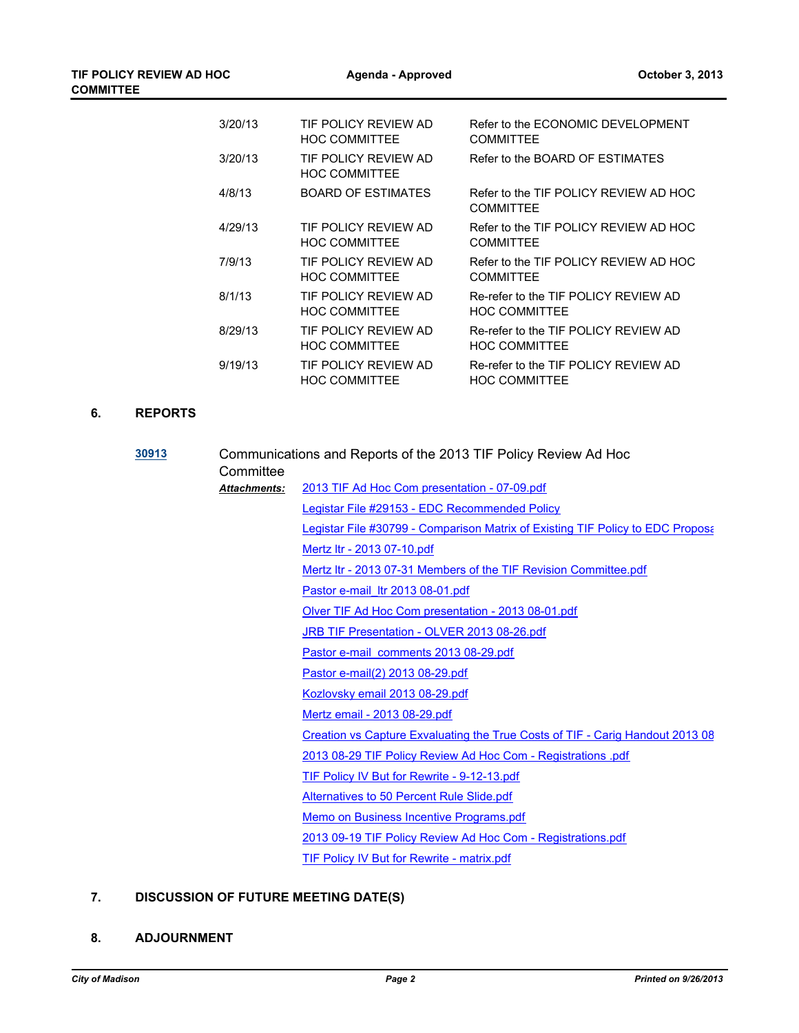| | | |
|---|---|---|
| 3/20/13 | TIF POLICY REVIEW AD HOC COMMITTEE | Refer to the ECONOMIC DEVELOPMENT COMMITTEE |
| 3/20/13 | TIF POLICY REVIEW AD HOC COMMITTEE | Refer to the BOARD OF ESTIMATES |
| 4/8/13 | BOARD OF ESTIMATES | Refer to the TIF POLICY REVIEW AD HOC COMMITTEE |
| 4/29/13 | TIF POLICY REVIEW AD HOC COMMITTEE | Refer to the TIF POLICY REVIEW AD HOC COMMITTEE |
| 7/9/13 | TIF POLICY REVIEW AD HOC COMMITTEE | Refer to the TIF POLICY REVIEW AD HOC COMMITTEE |
| 8/1/13 | TIF POLICY REVIEW AD HOC COMMITTEE | Re-refer to the TIF POLICY REVIEW AD HOC COMMITTEE |
| 8/29/13 | TIF POLICY REVIEW AD HOC COMMITTEE | Re-refer to the TIF POLICY REVIEW AD HOC COMMITTEE |
| 9/19/13 | TIF POLICY REVIEW AD HOC COMMITTEE | Re-refer to the TIF POLICY REVIEW AD HOC COMMITTEE |

## 6. REPORTS

**30913** Communications and Reports of the 2013 TIF Policy Review Ad Hoc Committee

***Attachments:***
- 2013 TIF Ad Hoc Com presentation - 07-09.pdf
- Legistar File #29153 - EDC Recommended Policy
- Legistar File #30799 - Comparison Matrix of Existing TIF Policy to EDC Proposa
- Mertz ltr - 2013 07-10.pdf
- Mertz ltr - 2013 07-31 Members of the TIF Revision Committee.pdf
- Pastor e-mail_ltr 2013 08-01.pdf
- Olver TIF Ad Hoc Com presentation - 2013 08-01.pdf
- JRB TIF Presentation - OLVER 2013 08-26.pdf
- Pastor e-mail_comments 2013 08-29.pdf
- Pastor e-mail(2) 2013 08-29.pdf
- Kozlovsky email 2013 08-29.pdf
- Mertz email - 2013 08-29.pdf
- Creation vs Capture Evaluating the True Costs of TIF - Carig Handout 2013 08
- 2013 08-29 TIF Policy Review Ad Hoc Com - Registrations .pdf
- TIF Policy IV But for Rewrite - 9-12-13.pdf
- Alternatives to 50 Percent Rule Slide.pdf
- Memo on Business Incentive Programs.pdf
- 2013 09-19 TIF Policy Review Ad Hoc Com - Registrations.pdf
- TIF Policy IV But for Rewrite - matrix.pdf

## 7. DISCUSSION OF FUTURE MEETING DATE(S)

## 8. ADJOURNMENT